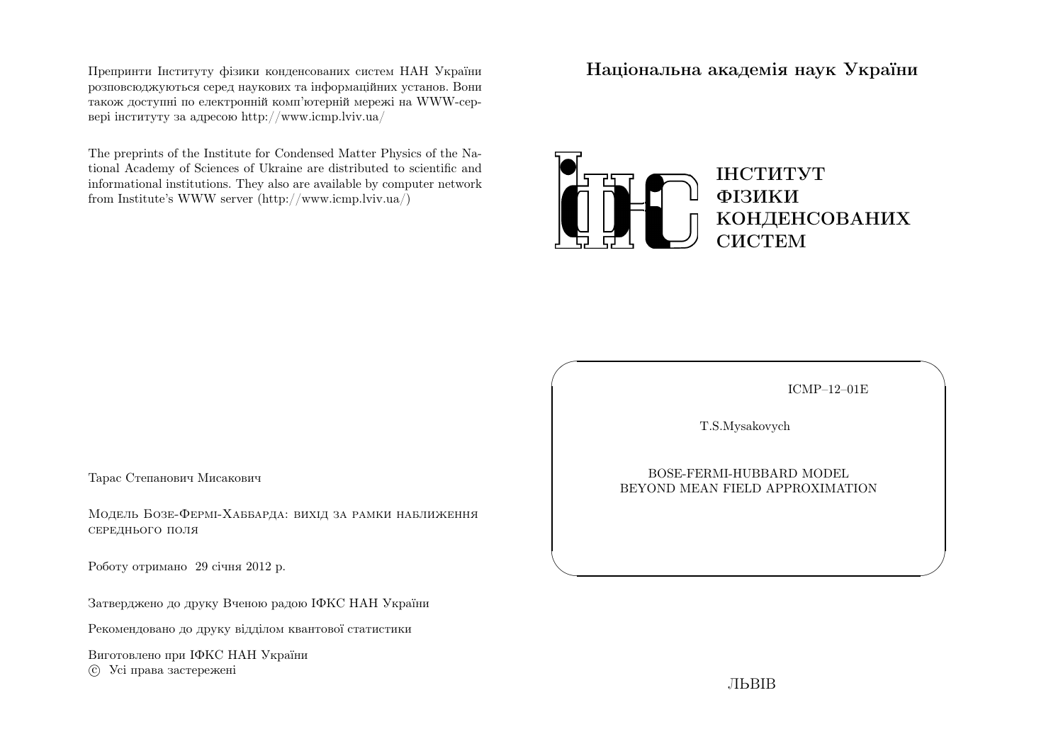Препринти Інституту фізики конденсованих систем НАН України розповсюджуються серед наукових та інформаційних установ. Вони також доступні по електронній комп'ютерній мережі на WWW-сервері інституту за адресою http://www.icmp.lviv.ua/

The preprints of the Institute for Condensed Matter Physics of the National Academy of Sciences of Ukraine are distributed to scientific and informational institutions. They also are available by computer network from Institute's WWW server (http://www.icmp.lviv.ua/)

Тарас Степанович Мисакович

Модель Бозе-Фермі-Хаббарда: вихід за рамки наближення середнього поля

Роботу отримано 29 січня 2012 р.

Затверджено до друку Вченою радою ІФКС НАН України

Рекомендовано до друку відділом квантової статистики

Виготовлено при ІФКС НАН України
© Усі права застережені

**Національна академія наук України**

**ІНСТИТУТ ФІЗИКИ КОНДЕНСОВАНИХ СИСТЕМ**

ICMP–12–01E

T.S.Mysakovych

BOSE-FERMI-HUBBARD MODEL BEYOND MEAN FIELD APPROXIMATION

ЛЬВІВ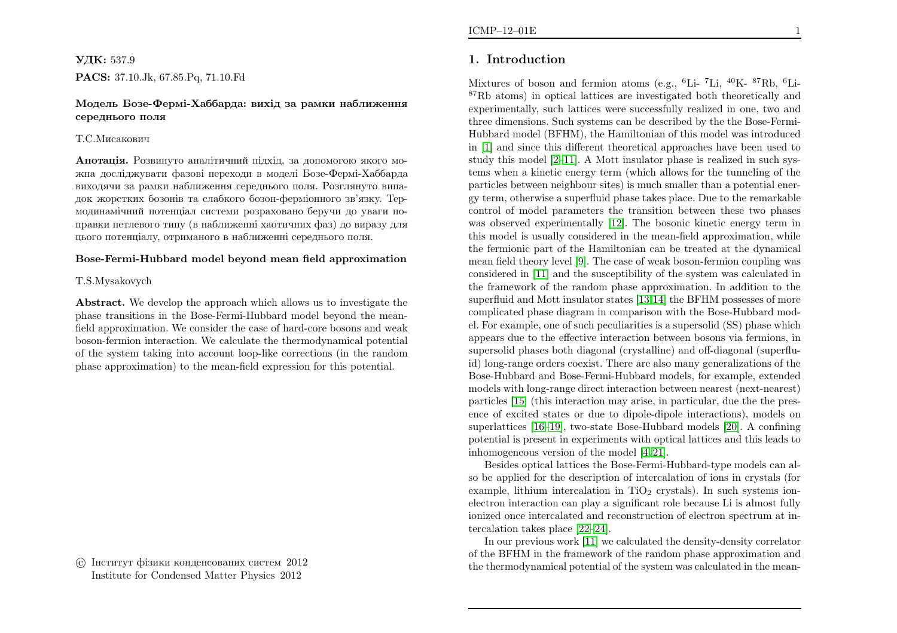**УДК:** 537.9

**PACS:** 37.10.Jk, 67.85.Pq, 71.10.Fd

**Модель Бозе-Фермі-Хаббарда: вихід за рамки наближення середнього поля**

Т.С.Мисакович

**Анотація.** Розвинуто аналітичний підхід, за допомогою якого можна досліджувати фазові переходи в моделі Бозе-Фермі-Хаббарда виходячи за рамки наближення середнього поля. Розглянуто випадок жорстких бозонів та слабкого бозон-ферміонного зв'язку. Термодинамічний потенціал системи розраховано беручи до уваги поправки петлевого типу (в наближенні хаотичних фаз) до виразу для цього потенціалу, отриманого в наближенні середнього поля.

**Bose-Fermi-Hubbard model beyond mean field approximation**

T.S.Mysakovych

**Abstract.** We develop the approach which allows us to investigate the phase transitions in the Bose-Fermi-Hubbard model beyond the mean-field approximation. We consider the case of hard-core bosons and weak boson-fermion interaction. We calculate the thermodynamical potential of the system taking into account loop-like corrections (in the random phase approximation) to the mean-field expression for this potential.

© Інститут фізики конденсованих систем 2012
Institute for Condensed Matter Physics 2012

## 1. Introduction

Mixtures of boson and fermion atoms (e.g., $^6$Li- $^7$Li, $^{40}$K- $^{87}$Rb, $^6$Li-$^{87}$Rb atoms) in optical lattices are investigated both theoretically and experimentally, such lattices were successfully realized in one, two and three dimensions. Such systems can be described by the the Bose-Fermi-Hubbard model (BFHM), the Hamiltonian of this model was introduced in [1] and since this different theoretical approaches have been used to study this model [2–11]. A Mott insulator phase is realized in such systems when a kinetic energy term (which allows for the tunneling of the particles between neighbour sites) is much smaller than a potential energy term, otherwise a superfluid phase takes place. Due to the remarkable control of model parameters the transition between these two phases was observed experimentally [12]. The bosonic kinetic energy term in this model is usually considered in the mean-field approximation, while the fermionic part of the Hamiltonian can be treated at the dynamical mean field theory level [9]. The case of weak boson-fermion coupling was considered in [11] and the susceptibility of the system was calculated in the framework of the random phase approximation. In addition to the superfluid and Mott insulator states [13,14] the BFHM possesses of more complicated phase diagram in comparison with the Bose-Hubbard model. For example, one of such peculiarities is a supersolid (SS) phase which appears due to the effective interaction between bosons via fermions, in supersolid phases both diagonal (crystalline) and off-diagonal (superfluid) long-range orders coexist. There are also many generalizations of the Bose-Hubbard and Bose-Fermi-Hubbard models, for example, extended models with long-range direct interaction between nearest (next-nearest) particles [15] (this interaction may arise, in particular, due the the presence of excited states or due to dipole-dipole interactions), models on superlattices [16–19], two-state Bose-Hubbard models [20]. A confining potential is present in experiments with optical lattices and this leads to inhomogeneous version of the model [4,21].

Besides optical lattices the Bose-Fermi-Hubbard-type models can also be applied for the description of intercalation of ions in crystals (for example, lithium intercalation in $TiO_2$ crystals). In such systems ion-electron interaction can play a significant role because Li is almost fully ionized once intercalated and reconstruction of electron spectrum at intercalation takes place [22–24].

In our previous work [11] we calculated the density-density correlator of the BFHM in the framework of the random phase approximation and the thermodynamical potential of the system was calculated in the mean-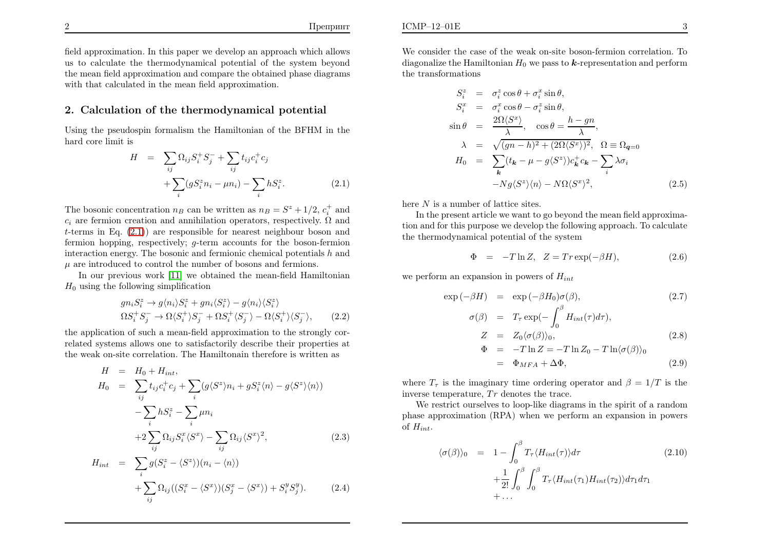field approximation. In this paper we develop an approach which allows us to calculate the thermodynamical potential of the system beyond the mean field approximation and compare the obtained phase diagrams with that calculated in the mean field approximation.

## 2. Calculation of the thermodynamical potential

Using the pseudospin formalism the Hamiltonian of the BFHM in the hard core limit is

$$
\begin{aligned}
H &= \sum_{ij} \Omega_{ij} S_i^+ S_j^- + \sum_{ij} t_{ij} c_i^+ c_j \\
&+ \sum_i (g S_i^z n_i - \mu n_i) - \sum_i h S_i^z.
\end{aligned} \tag{2.1}
$$

The bosonic concentration $n_B$ can be written as $n_B = S^z + 1/2$, $c_i^+$ and $c_i$ are fermion creation and annihilation operators, respectively. $\Omega$ and $t$-terms in Eq. (2.1)) are responsible for nearest neighbour boson and fermion hopping, respectively; $g$-term accounts for the boson-fermion interaction energy. The bosonic and fermionic chemical potentials $h$ and $\mu$ are introduced to control the number of bosons and fermions.

In our previous work [11] we obtained the mean-field Hamiltonian $H_0$ using the following simplification

$$
\begin{aligned}
& g n_i S_i^z \to g\langle n_i\rangle S_i^z + g n_i \langle S_i^z\rangle - g\langle n_i\rangle\langle S_i^z\rangle \\
& \Omega S_i^+ S_j^- \to \Omega\langle S_i^+\rangle S_j^- + \Omega S_i^+\langle S_j^-\rangle - \Omega\langle S_i^+\rangle\langle S_j^-\rangle,
\end{aligned} \tag{2.2}
$$

the application of such a mean-field approximation to the strongly correlated systems allows one to satisfactorily describe their properties at the weak on-site correlation. The Hamiltonain therefore is written as

$$
\begin{aligned}
H &= H_0 + H_{int}, \\
H_0 &= \sum_{ij} t_{ij} c_i^+ c_j + \sum_i (g\langle S^z\rangle n_i + g S_i^z \langle n\rangle - g\langle S^z\rangle\langle n\rangle) \\
&- \sum_i h S_i^z - \sum_i \mu n_i \\
&+ 2\sum_{ij} \Omega_{ij} S_i^x \langle S^x\rangle - \sum_{ij} \Omega_{ij}\langle S^x\rangle^2,
\end{aligned} \tag{2.3}
$$

$$
\begin{aligned}
H_{int} &= \sum_i g(S_i^z - \langle S^z\rangle)(n_i - \langle n\rangle) \\
&+ \sum_{ij} \Omega_{ij}((S_i^x - \langle S^x\rangle)(S_j^x - \langle S^x\rangle) + S_i^y S_j^y).
\end{aligned} \tag{2.4}
$$

We consider the case of the weak on-site boson-fermion correlation. To diagonalize the Hamiltonian $H_0$ we pass to $\boldsymbol{k}$-representation and perform the transformations

$$
\begin{aligned}
S_i^z &= \sigma_i^z \cos\theta + \sigma_i^x \sin\theta, \\
S_i^x &= \sigma_i^x \cos\theta - \sigma_i^z \sin\theta, \\
\sin\theta &= \frac{2\Omega\langle S^x\rangle}{\lambda}, \quad \cos\theta = \frac{h - gn}{\lambda}, \\
\lambda &= \sqrt{(gn - h)^2 + (2\Omega\langle S^x\rangle)^2}, \quad \Omega \equiv \Omega_{\boldsymbol{q}=0} \\
H_0 &= \sum_{\boldsymbol{k}} (t_{\boldsymbol{k}} - \mu - g\langle S^z\rangle) c_{\boldsymbol{k}}^+ c_{\boldsymbol{k}} - \sum_i \lambda\sigma_i \\
&- Ng\langle S^z\rangle\langle n\rangle - N\Omega\langle S^x\rangle^2,
\end{aligned} \tag{2.5}
$$

here $N$ is a number of lattice sites.

In the present article we want to go beyond the mean field approximation and for this purpose we develop the following approach. To calculate the thermodynamical potential of the system

$$
\Phi = -T\ln Z, \quad Z = Tr\exp(-\beta H), \tag{2.6}
$$

we perform an expansion in powers of $H_{int}$

$$
\exp(-\beta H) = \exp(-\beta H_0)\sigma(\beta), \tag{2.7}
$$

$$
\sigma(\beta) = T_\tau \exp\left(-\int_0^\beta H_{int}(\tau)d\tau\right),
$$

$$
Z = Z_0\langle\sigma(\beta)\rangle_0, \tag{2.8}
$$

$$
\begin{aligned}
\Phi &= -T\ln Z = -T\ln Z_0 - T\ln\langle\sigma(\beta)\rangle_0 \\
&= \Phi_{MFA} + \Delta\Phi,
\end{aligned} \tag{2.9}
$$

where $T_\tau$ is the imaginary time ordering operator and $\beta = 1/T$ is the inverse temperature, $Tr$ denotes the trace.

We restrict ourselves to loop-like diagrams in the spirit of a random phase approximation (RPA) when we perform an expansion in powers of $H_{int}$.

$$
\begin{aligned}
\langle\sigma(\beta)\rangle_0 &= 1 - \int_0^\beta T_\tau\langle H_{int}(\tau)\rangle d\tau \\
&+ \frac{1}{2!}\int_0^\beta\int_0^\beta T_\tau\langle H_{int}(\tau_1)H_{int}(\tau_2)\rangle d\tau_1 d\tau_1 \\
&+ \ldots
\end{aligned} \tag{2.10}
$$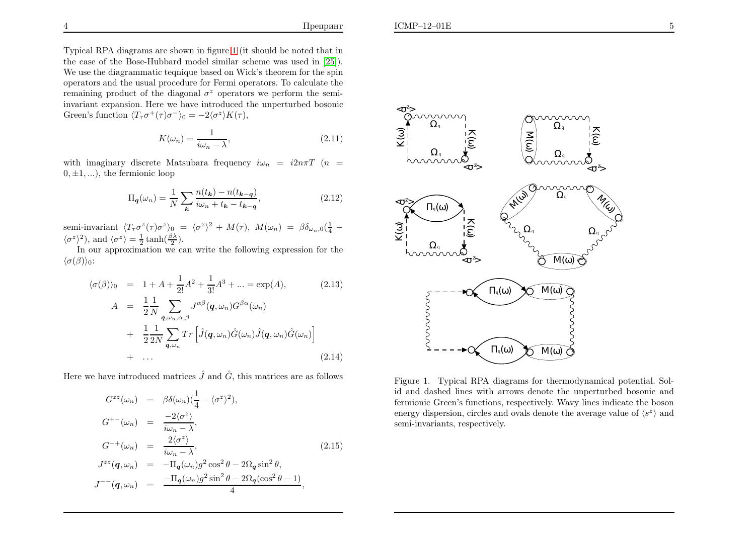Typical RPA diagrams are shown in figure 1 (it should be noted that in the case of the Bose-Hubbard model similar scheme was used in [25]). We use the diagrammatic teqnique based on Wick's theorem for the spin operators and the usual procedure for Fermi operators. To calculate the remaining product of the diagonal $\sigma^z$ operators we perform the semi-invariant expansion. Here we have introduced the unperturbed bosonic Green's function $\langle T_\tau \sigma^+(\tau)\sigma^-\rangle_0 = -2\langle\sigma^z\rangle K(\tau)$,

$$K(\omega_n) = \frac{1}{i\omega_n - \lambda}, \tag{2.11}$$

with imaginary discrete Matsubara frequency $i\omega_n = i2n\pi T$ ($n = 0, \pm 1, ...$), the fermionic loop

$$\Pi_{\boldsymbol{q}}(\omega_n) = \frac{1}{N}\sum_{\boldsymbol{k}} \frac{n(t_{\boldsymbol{k}}) - n(t_{\boldsymbol{k}-\boldsymbol{q}})}{i\omega_n + t_{\boldsymbol{k}} - t_{\boldsymbol{k}-\boldsymbol{q}}}, \tag{2.12}$$

semi-invariant $\langle T_\tau \sigma^z(\tau)\sigma^z\rangle_0 = \langle\sigma^z\rangle^2 + M(\tau)$, $M(\omega_n) = \beta\delta_{\omega_n,0}(\frac{1}{4} - \langle\sigma^z\rangle^2)$, and $\langle\sigma^z\rangle = \frac{1}{2}\tanh(\frac{\beta\lambda}{2})$.

In our approximation we can write the following expression for the $\langle\sigma(\beta)\rangle_0$:

$$\langle\sigma(\beta)\rangle_0 = 1 + A + \frac{1}{2!}A^2 + \frac{1}{3!}A^3 + ... = \exp(A), \tag{2.13}$$

$$\begin{aligned} A &= \frac{1}{2}\frac{1}{N}\sum_{\boldsymbol{q},\omega_n,\alpha,\beta} J^{\alpha\beta}(\boldsymbol{q},\omega_n)G^{\beta\alpha}(\omega_n) \\ &+ \frac{1}{2}\frac{1}{2N}\sum_{\boldsymbol{q},\omega_n} Tr\left[\hat{J}(\boldsymbol{q},\omega_n)\hat{G}(\omega_n)\hat{J}(\boldsymbol{q},\omega_n)\hat{G}(\omega_n)\right] \\ &+ \ldots \end{aligned} \tag{2.14}$$

Here we have introduced matrices $\hat{J}$ and $\hat{G}$, this matrices are as follows

$$\begin{aligned} G^{zz}(\omega_n) &= \beta\delta(\omega_n)(\frac{1}{4} - \langle\sigma^z\rangle^2), \\ G^{+-}(\omega_n) &= \frac{-2\langle\sigma^z\rangle}{i\omega_n - \lambda}, \\ G^{-+}(\omega_n) &= \frac{2\langle\sigma^z\rangle}{i\omega_n - \lambda}, \\ J^{zz}(\boldsymbol{q},\omega_n) &= -\Pi_{\boldsymbol{q}}(\omega_n)g^2\cos^2\theta - 2\Omega_{\boldsymbol{q}}\sin^2\theta, \\ J^{--}(\boldsymbol{q},\omega_n) &= \frac{-\Pi_{\boldsymbol{q}}(\omega_n)g^2\sin^2\theta - 2\Omega_{\boldsymbol{q}}(\cos^2\theta - 1)}{4}, \end{aligned} \tag{2.15}$$

Figure 1. Typical RPA diagrams for thermodynamical potential. Solid and dashed lines with arrows denote the unperturbed bosonic and fermionic Green's functions, respectively. Wavy lines indicate the boson energy dispersion, circles and ovals denote the average value of $\langle s^z\rangle$ and semi-invariants, respectively.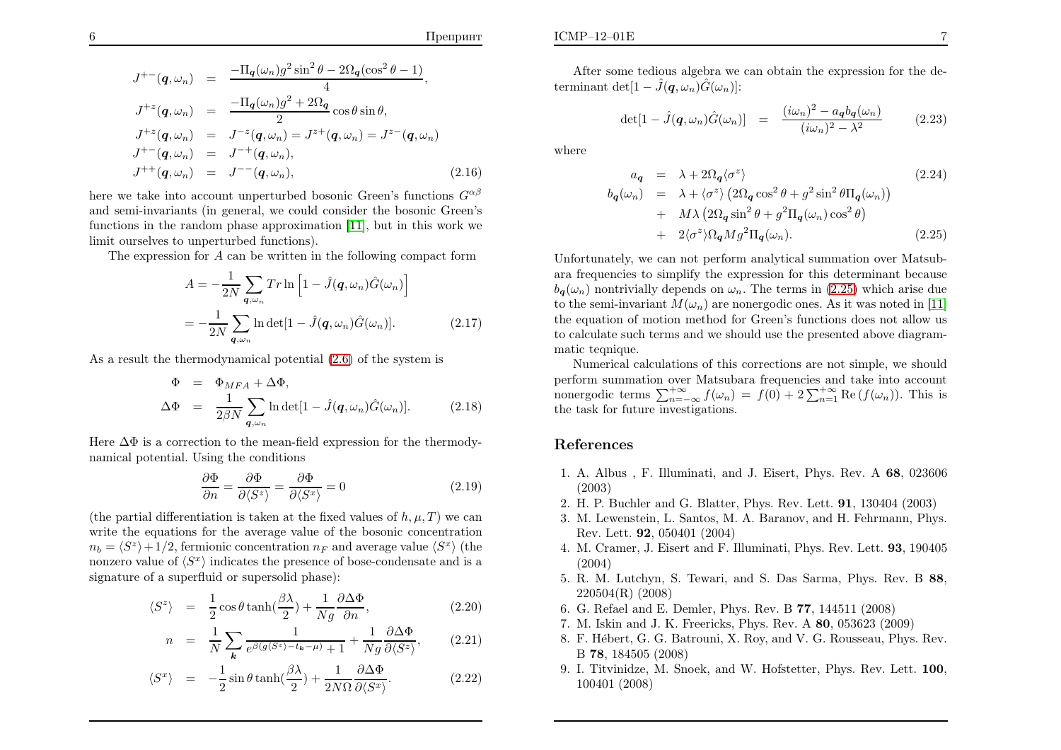$$
\begin{aligned}
J^{+-}(\boldsymbol{q},\omega_n) &= \frac{-\Pi_{\boldsymbol{q}}(\omega_n) g^2 \sin^2\theta - 2\Omega_{\boldsymbol{q}}(\cos^2\theta - 1)}{4}, \\
J^{+z}(\boldsymbol{q},\omega_n) &= \frac{-\Pi_{\boldsymbol{q}}(\omega_n) g^2 + 2\Omega_{\boldsymbol{q}}}{2}\cos\theta\sin\theta, \\
J^{+z}(\boldsymbol{q},\omega_n) &= J^{-z}(\boldsymbol{q},\omega_n) = J^{z+}(\boldsymbol{q},\omega_n) = J^{z-}(\boldsymbol{q},\omega_n) \\
J^{+-}(\boldsymbol{q},\omega_n) &= J^{-+}(\boldsymbol{q},\omega_n), \\
J^{++}(\boldsymbol{q},\omega_n) &= J^{--}(\boldsymbol{q},\omega_n), \qquad (2.16)
\end{aligned}
$$

here we take into account unperturbed bosonic Green's functions $G^{\alpha\beta}$ and semi-invariants (in general, we could consider the bosonic Green's functions in the random phase approximation [11], but in this work we limit ourselves to unperturbed functions).

The expression for $A$ can be written in the following compact form

$$
\begin{aligned}
A &= -\frac{1}{2N}\sum_{\boldsymbol{q},\omega_n} Tr \ln\left[1 - \hat{J}(\boldsymbol{q},\omega_n)\hat{G}(\omega_n)\right] \\
&= -\frac{1}{2N}\sum_{\boldsymbol{q},\omega_n} \ln\det[1 - \hat{J}(\boldsymbol{q},\omega_n)\hat{G}(\omega_n)]. \qquad (2.17)
\end{aligned}
$$

As a result the thermodynamical potential (2.6) of the system is

$$
\begin{aligned}
\Phi &= \Phi_{MFA} + \Delta\Phi, \\
\Delta\Phi &= \frac{1}{2\beta N}\sum_{\boldsymbol{q},\omega_n} \ln\det[1 - \hat{J}(\boldsymbol{q},\omega_n)\hat{G}(\omega_n)]. \qquad (2.18)
\end{aligned}
$$

Here $\Delta\Phi$ is a correction to the mean-field expression for the thermodynamical potential. Using the conditions

$$
\frac{\partial\Phi}{\partial n} = \frac{\partial\Phi}{\partial\langle S^z\rangle} = \frac{\partial\Phi}{\partial\langle S^x\rangle} = 0 \qquad (2.19)
$$

(the partial differentiation is taken at the fixed values of $h, \mu, T$) we can write the equations for the average value of the bosonic concentration $n_b = \langle S^z\rangle + 1/2$, fermionic concentration $n_F$ and average value $\langle S^x\rangle$ (the nonzero value of $\langle S^x\rangle$ indicates the presence of bose-condensate and is a signature of a superfluid or supersolid phase):

$$
\begin{aligned}
\langle S^z\rangle &= \frac{1}{2}\cos\theta\tanh(\frac{\beta\lambda}{2}) + \frac{1}{Ng}\frac{\partial\Delta\Phi}{\partial n}, \qquad (2.20) \\
n &= \frac{1}{N}\sum_{\boldsymbol{k}}\frac{1}{e^{\beta(g\langle S^z\rangle - t_{\boldsymbol{k}} - \mu)} + 1} + \frac{1}{Ng}\frac{\partial\Delta\Phi}{\partial\langle S^z\rangle}, \qquad (2.21) \\
\langle S^x\rangle &= -\frac{1}{2}\sin\theta\tanh(\frac{\beta\lambda}{2}) + \frac{1}{2N\Omega}\frac{\partial\Delta\Phi}{\partial\langle S^x\rangle}. \qquad (2.22)
\end{aligned}
$$

After some tedious algebra we can obtain the expression for the determinant $\det[1 - \hat{J}(\boldsymbol{q},\omega_n)\hat{G}(\omega_n)]$:

$$
\det[1 - \hat{J}(\boldsymbol{q},\omega_n)\hat{G}(\omega_n)] = \frac{(i\omega_n)^2 - a_{\boldsymbol{q}} b_{\boldsymbol{q}}(\omega_n)}{(i\omega_n)^2 - \lambda^2} \qquad (2.23)
$$

where

$$
\begin{aligned}
a_{\boldsymbol{q}} &= \lambda + 2\Omega_{\boldsymbol{q}}\langle\sigma^z\rangle \qquad (2.24) \\
b_{\boldsymbol{q}}(\omega_n) &= \lambda + \langle\sigma^z\rangle\left(2\Omega_{\boldsymbol{q}}\cos^2\theta + g^2\sin^2\theta\,\Pi_{\boldsymbol{q}}(\omega_n)\right) \\
&+ M\lambda\left(2\Omega_{\boldsymbol{q}}\sin^2\theta + g^2\Pi_{\boldsymbol{q}}(\omega_n)\cos^2\theta\right) \\
&+ 2\langle\sigma^z\rangle\Omega_{\boldsymbol{q}} M g^2 \Pi_{\boldsymbol{q}}(\omega_n). \qquad (2.25)
\end{aligned}
$$

Unfortunately, we can not perform analytical summation over Matsubara frequencies to simplify the expression for this determinant because $b_{\boldsymbol{q}}(\omega_n)$ nontrivially depends on $\omega_n$. The terms in (2.25) which arise due to the semi-invariant $M(\omega_n)$ are nonergodic ones. As it was noted in [11] the equation of motion method for Green's functions does not allow us to calculate such terms and we should use the presented above diagrammatic teqnique.

Numerical calculations of this corrections are not simple, we should perform summation over Matsubara frequencies and take into account nonergodic terms $\sum_{n=-\infty}^{+\infty} f(\omega_n) = f(0) + 2\sum_{n=1}^{+\infty}\mathrm{Re}\,(f(\omega_n))$. This is the task for future investigations.

## References

1. A. Albus , F. Illuminati, and J. Eisert, Phys. Rev. A **68**, 023606 (2003)
2. H. P. Buchler and G. Blatter, Phys. Rev. Lett. **91**, 130404 (2003)
3. M. Lewenstein, L. Santos, M. A. Baranov, and H. Fehrmann, Phys. Rev. Lett. **92**, 050401 (2004)
4. M. Cramer, J. Eisert and F. Illuminati, Phys. Rev. Lett. **93**, 190405 (2004)
5. R. M. Lutchyn, S. Tewari, and S. Das Sarma, Phys. Rev. B **88**, 220504(R) (2008)
6. G. Refael and E. Demler, Phys. Rev. B **77**, 144511 (2008)
7. M. Iskin and J. K. Freericks, Phys. Rev. A **80**, 053623 (2009)
8. F. Hébert, G. G. Batrouni, X. Roy, and V. G. Rousseau, Phys. Rev. B **78**, 184505 (2008)
9. I. Titvinidze, M. Snoek, and W. Hofstetter, Phys. Rev. Lett. **100**, 100401 (2008)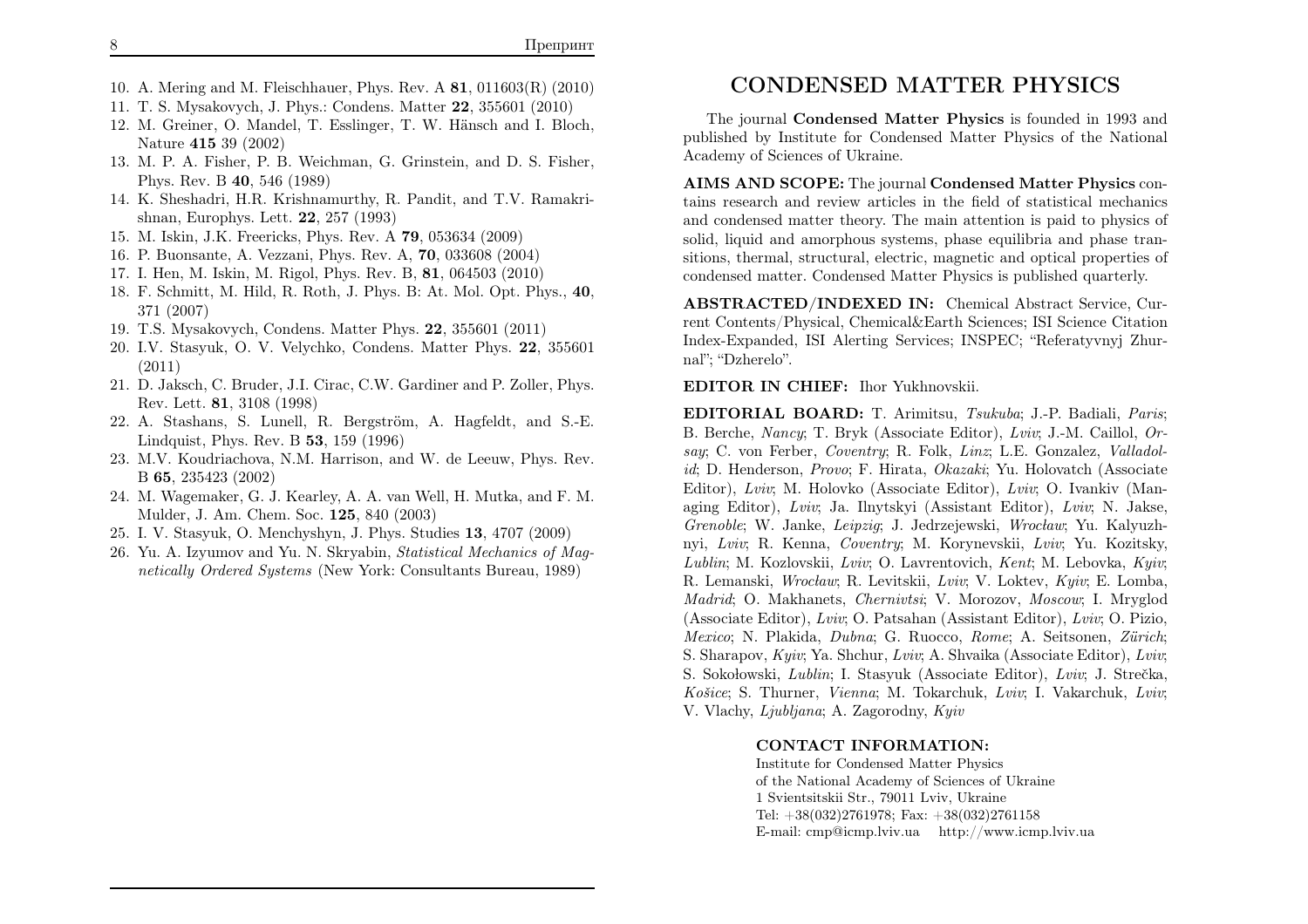10. A. Mering and M. Fleischhauer, Phys. Rev. A **81**, 011603(R) (2010)
11. T. S. Mysakovych, J. Phys.: Condens. Matter **22**, 355601 (2010)
12. M. Greiner, O. Mandel, T. Esslinger, T. W. Hänsch and I. Bloch, Nature **415** 39 (2002)
13. M. P. A. Fisher, P. B. Weichman, G. Grinstein, and D. S. Fisher, Phys. Rev. B **40**, 546 (1989)
14. K. Sheshadri, H.R. Krishnamurthy, R. Pandit, and T.V. Ramakrishnan, Europhys. Lett. **22**, 257 (1993)
15. M. Iskin, J.K. Freericks, Phys. Rev. A **79**, 053634 (2009)
16. P. Buonsante, A. Vezzani, Phys. Rev. A, **70**, 033608 (2004)
17. I. Hen, M. Iskin, M. Rigol, Phys. Rev. B, **81**, 064503 (2010)
18. F. Schmitt, M. Hild, R. Roth, J. Phys. B: At. Mol. Opt. Phys., **40**, 371 (2007)
19. T.S. Mysakovych, Condens. Matter Phys. **22**, 355601 (2011)
20. I.V. Stasyuk, O. V. Velychko, Condens. Matter Phys. **22**, 355601 (2011)
21. D. Jaksch, C. Bruder, J.I. Cirac, C.W. Gardiner and P. Zoller, Phys. Rev. Lett. **81**, 3108 (1998)
22. A. Stashans, S. Lunell, R. Bergström, A. Hagfeldt, and S.-E. Lindquist, Phys. Rev. B **53**, 159 (1996)
23. M.V. Koudriachova, N.M. Harrison, and W. de Leeuw, Phys. Rev. B **65**, 235423 (2002)
24. M. Wagemaker, G. J. Kearley, A. A. van Well, H. Mutka, and F. M. Mulder, J. Am. Chem. Soc. **125**, 840 (2003)
25. I. V. Stasyuk, O. Menchyshyn, J. Phys. Studies **13**, 4707 (2009)
26. Yu. A. Izyumov and Yu. N. Skryabin, *Statistical Mechanics of Magnetically Ordered Systems* (New York: Consultants Bureau, 1989)

# CONDENSED MATTER PHYSICS

The journal **Condensed Matter Physics** is founded in 1993 and published by Institute for Condensed Matter Physics of the National Academy of Sciences of Ukraine.

**AIMS AND SCOPE:** The journal **Condensed Matter Physics** contains research and review articles in the field of statistical mechanics and condensed matter theory. The main attention is paid to physics of solid, liquid and amorphous systems, phase equilibria and phase transitions, thermal, structural, electric, magnetic and optical properties of condensed matter. Condensed Matter Physics is published quarterly.

**ABSTRACTED/INDEXED IN:** Chemical Abstract Service, Current Contents/Physical, Chemical&Earth Sciences; ISI Science Citation Index-Expanded, ISI Alerting Services; INSPEC; "Referatyvnyj Zhurnal"; "Dzherelo".

**EDITOR IN CHIEF:** Ihor Yukhnovskii.

**EDITORIAL BOARD:** T. Arimitsu, *Tsukuba*; J.-P. Badiali, *Paris*; B. Berche, *Nancy*; T. Bryk (Associate Editor), *Lviv*; J.-M. Caillol, *Orsay*; C. von Ferber, *Coventry*; R. Folk, *Linz*; L.E. Gonzalez, *Valladolid*; D. Henderson, *Provo*; F. Hirata, *Okazaki*; Yu. Holovatch (Associate Editor), *Lviv*; M. Holovko (Associate Editor), *Lviv*; O. Ivankiv (Managing Editor), *Lviv*; Ja. Ilnytskyi (Assistant Editor), *Lviv*; N. Jakse, *Grenoble*; W. Janke, *Leipzig*; J. Jedrzejewski, *Wrocław*; Yu. Kalyuzhnyi, *Lviv*; R. Kenna, *Coventry*; M. Korynevskii, *Lviv*; Yu. Kozitsky, *Lublin*; M. Kozlovskii, *Lviv*; O. Lavrentovich, *Kent*; M. Lebovka, *Kyiv*; R. Lemanski, *Wrocław*; R. Levitskii, *Lviv*; V. Loktev, *Kyiv*; E. Lomba, *Madrid*; O. Makhanets, *Chernivtsi*; V. Morozov, *Moscow*; I. Mryglod (Associate Editor), *Lviv*; O. Patsahan (Assistant Editor), *Lviv*; O. Pizio, *Mexico*; N. Plakida, *Dubna*; G. Ruocco, *Rome*; A. Seitsonen, *Zürich*; S. Sharapov, *Kyiv*; Ya. Shchur, *Lviv*; A. Shvaika (Associate Editor), *Lviv*; S. Sokołowski, *Lublin*; I. Stasyuk (Associate Editor), *Lviv*; J. Strečka, *Košice*; S. Thurner, *Vienna*; M. Tokarchuk, *Lviv*; I. Vakarchuk, *Lviv*; V. Vlachy, *Ljubljana*; A. Zagorodny, *Kyiv*

**CONTACT INFORMATION:**

Institute for Condensed Matter Physics
of the National Academy of Sciences of Ukraine
1 Svientsitskii Str., 79011 Lviv, Ukraine
Tel: +38(032)2761978; Fax: +38(032)2761158
E-mail: cmp@icmp.lviv.ua http://www.icmp.lviv.ua